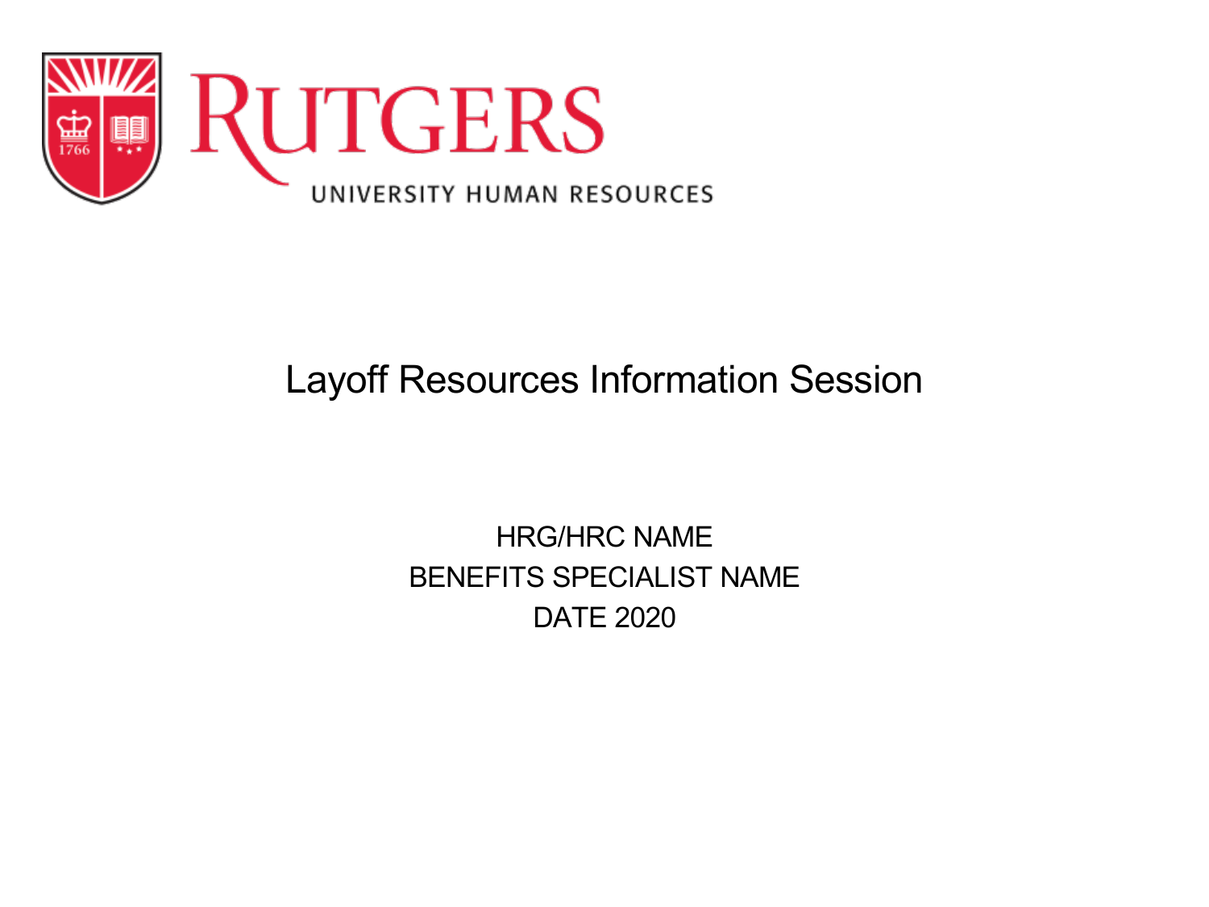RUTGERS

UNIVERSITY HUMAN RESOURCES

# Layoff Resources Information Session

HRG/HRC NAME

BENEFITS SPECIALIST NAME

DATE 2020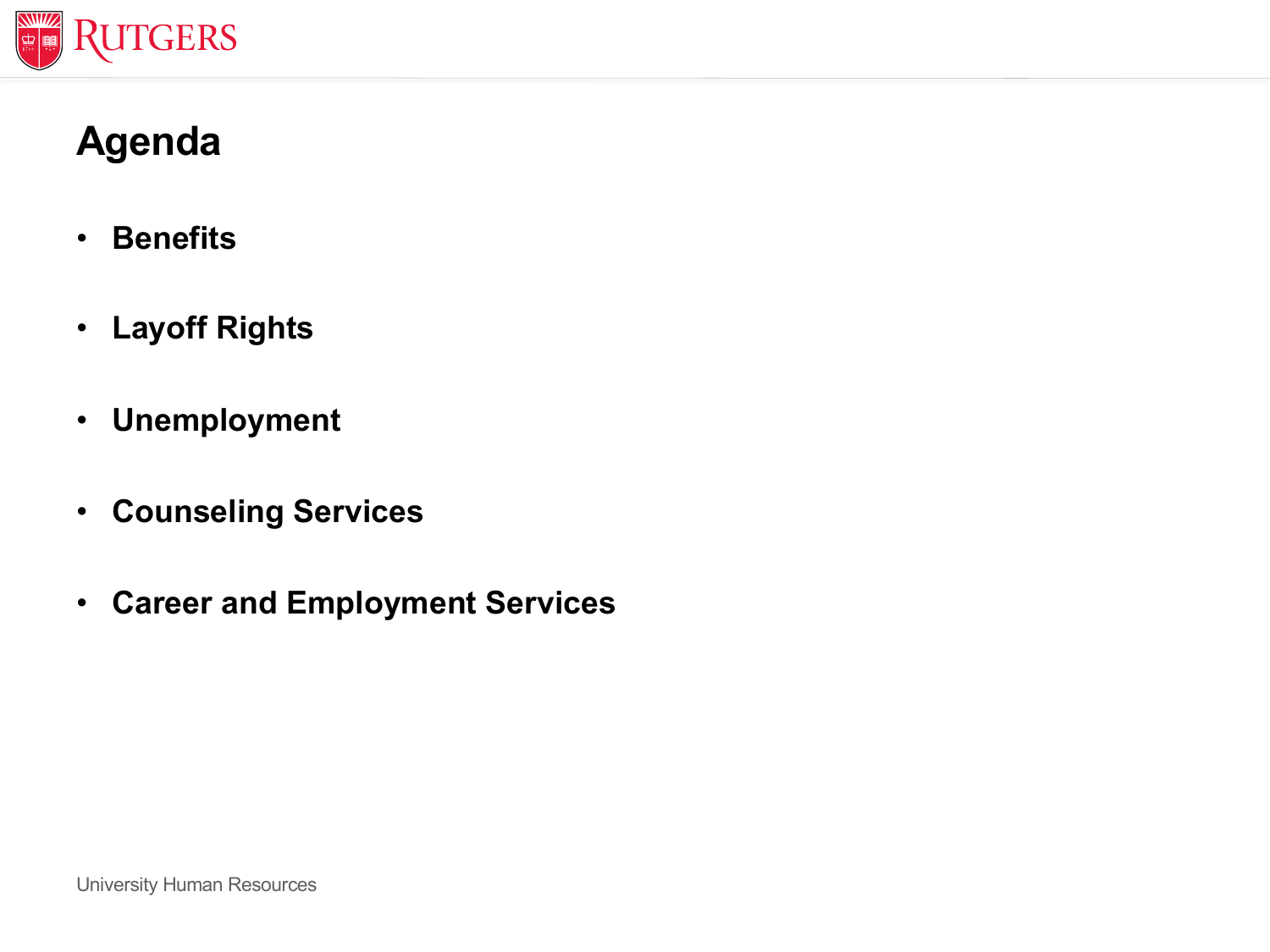# Agenda

- **Benefits**
- **Layoff Rights**
- **Unemployment**
- **Counseling Services**
- **Career and Employment Services**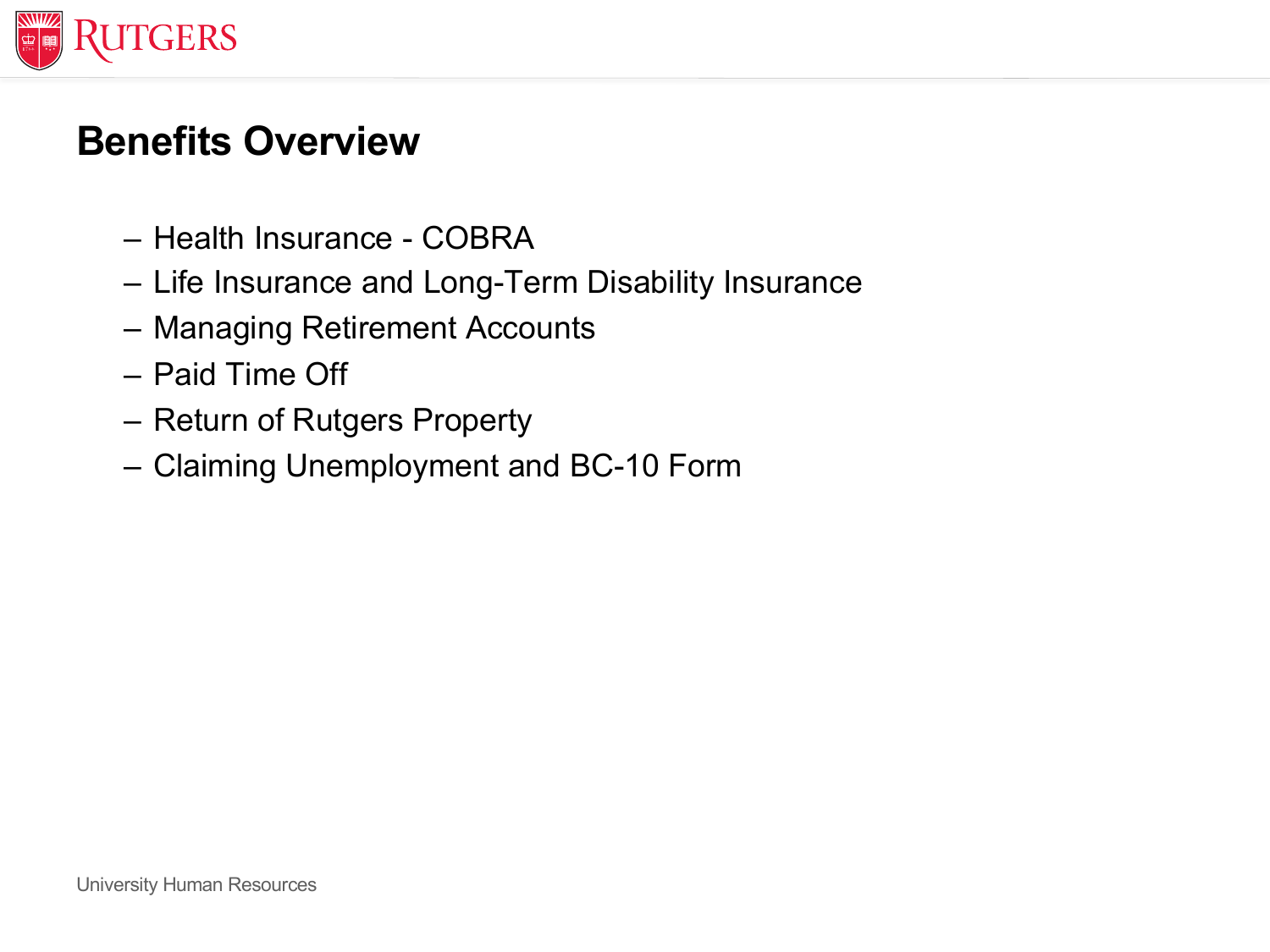# Benefits Overview

- Health Insurance - COBRA
- Life Insurance and Long-Term Disability Insurance
- Managing Retirement Accounts
- Paid Time Off
- Return of Rutgers Property
- Claiming Unemployment and BC-10 Form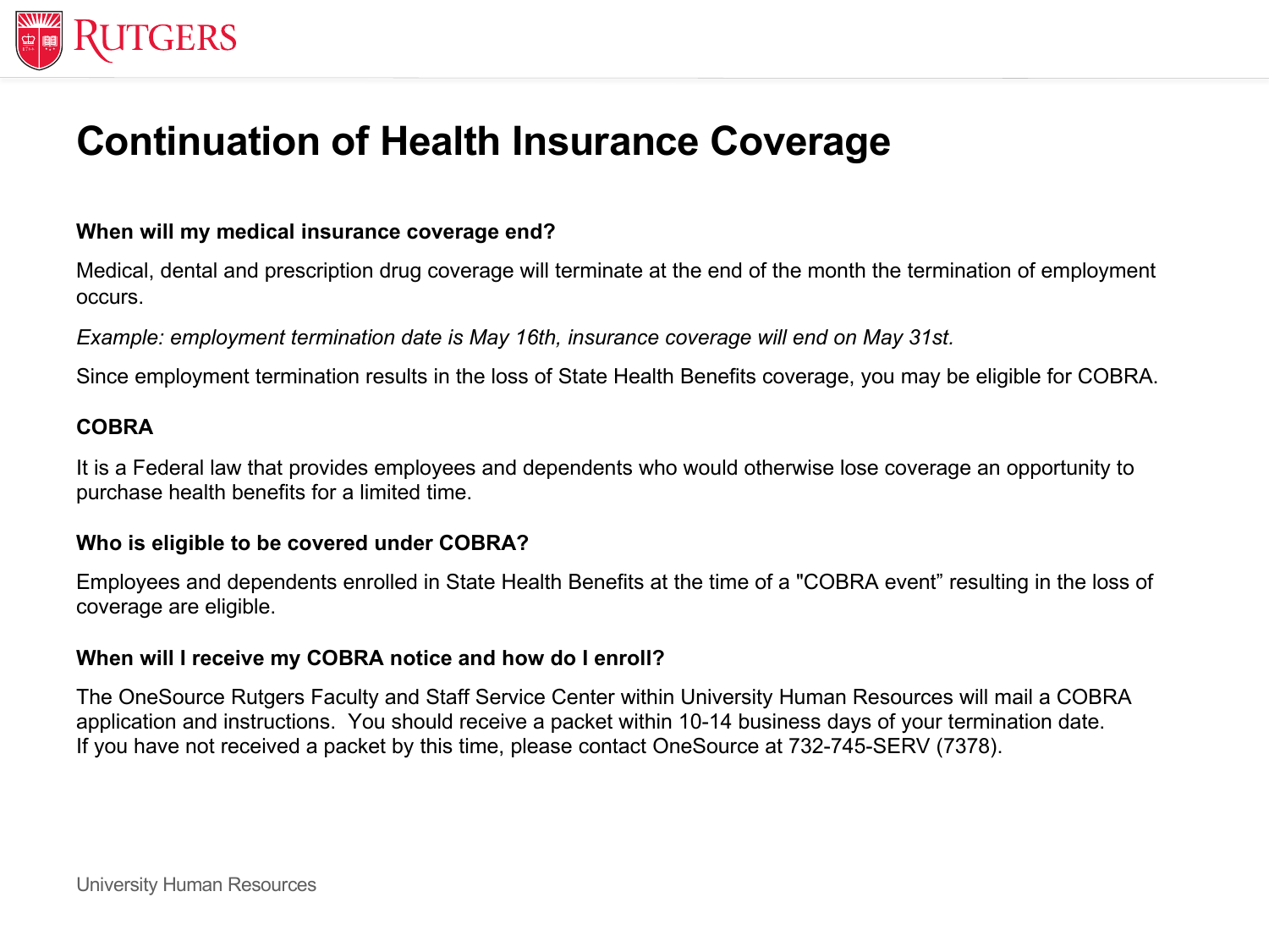# Continuation of Health Insurance Coverage

### When will my medical insurance coverage end?

Medical, dental and prescription drug coverage will terminate at the end of the month the termination of employment occurs.

*Example: employment termination date is May 16th, insurance coverage will end on May 31st.*

Since employment termination results in the loss of State Health Benefits coverage, you may be eligible for COBRA.

### COBRA

It is a Federal law that provides employees and dependents who would otherwise lose coverage an opportunity to purchase health benefits for a limited time.

### Who is eligible to be covered under COBRA?

Employees and dependents enrolled in State Health Benefits at the time of a "COBRA event" resulting in the loss of coverage are eligible.

### When will I receive my COBRA notice and how do I enroll?

The OneSource Rutgers Faculty and Staff Service Center within University Human Resources will mail a COBRA application and instructions. You should receive a packet within 10-14 business days of your termination date. If you have not received a packet by this time, please contact OneSource at 732-745-SERV (7378).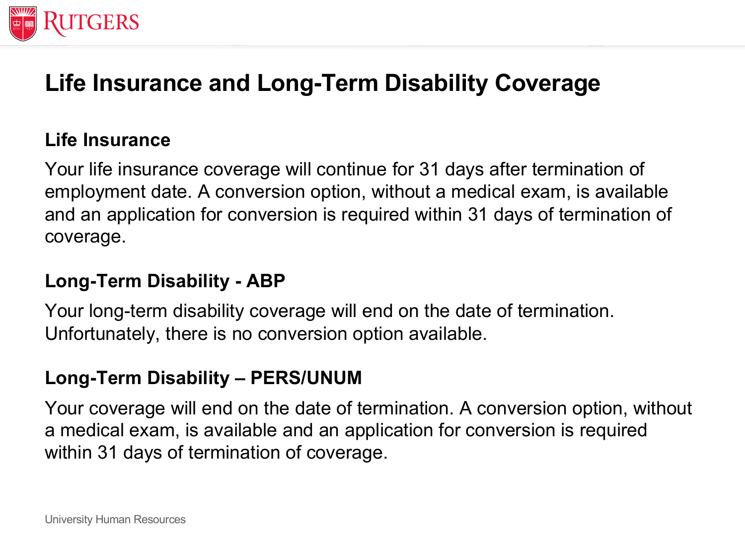# Life Insurance and Long-Term Disability Coverage

## Life Insurance

Your life insurance coverage will continue for 31 days after termination of employment date. A conversion option, without a medical exam, is available and an application for conversion is required within 31 days of termination of coverage.

## Long-Term Disability - ABP

Your long-term disability coverage will end on the date of termination. Unfortunately, there is no conversion option available.

## Long-Term Disability – PERS/UNUM

Your coverage will end on the date of termination. A conversion option, without a medical exam, is available and an application for conversion is required within 31 days of termination of coverage.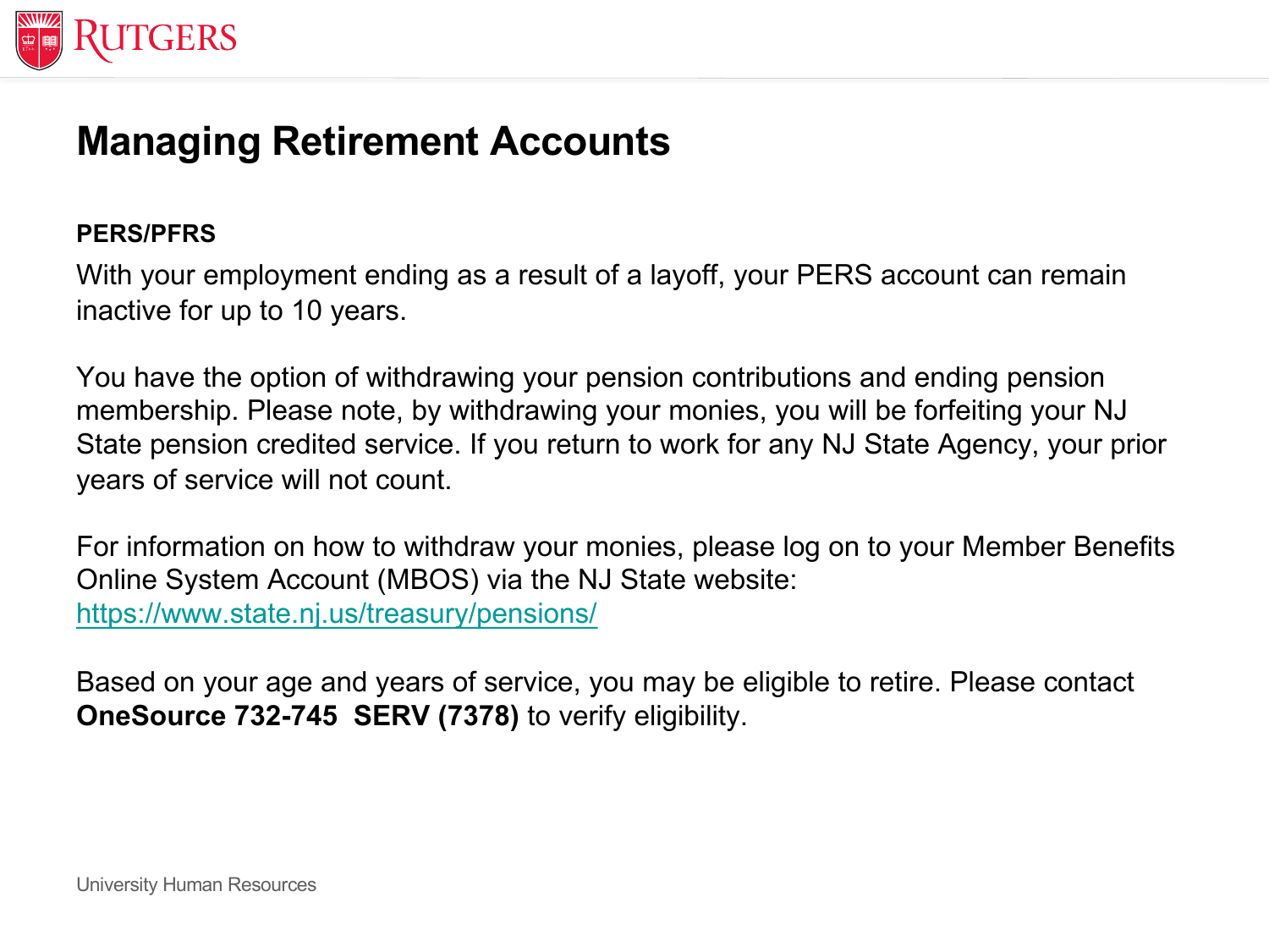# Managing Retirement Accounts

**PERS/PFRS**

With your employment ending as a result of a layoff, your PERS account can remain inactive for up to 10 years.

You have the option of withdrawing your pension contributions and ending pension membership. Please note, by withdrawing your monies, you will be forfeiting your NJ State pension credited service. If you return to work for any NJ State Agency, your prior years of service will not count.

For information on how to withdraw your monies, please log on to your Member Benefits Online System Account (MBOS) via the NJ State website: https://www.state.nj.us/treasury/pensions/

Based on your age and years of service, you may be eligible to retire. Please contact **OneSource 732-745  SERV (7378)** to verify eligibility.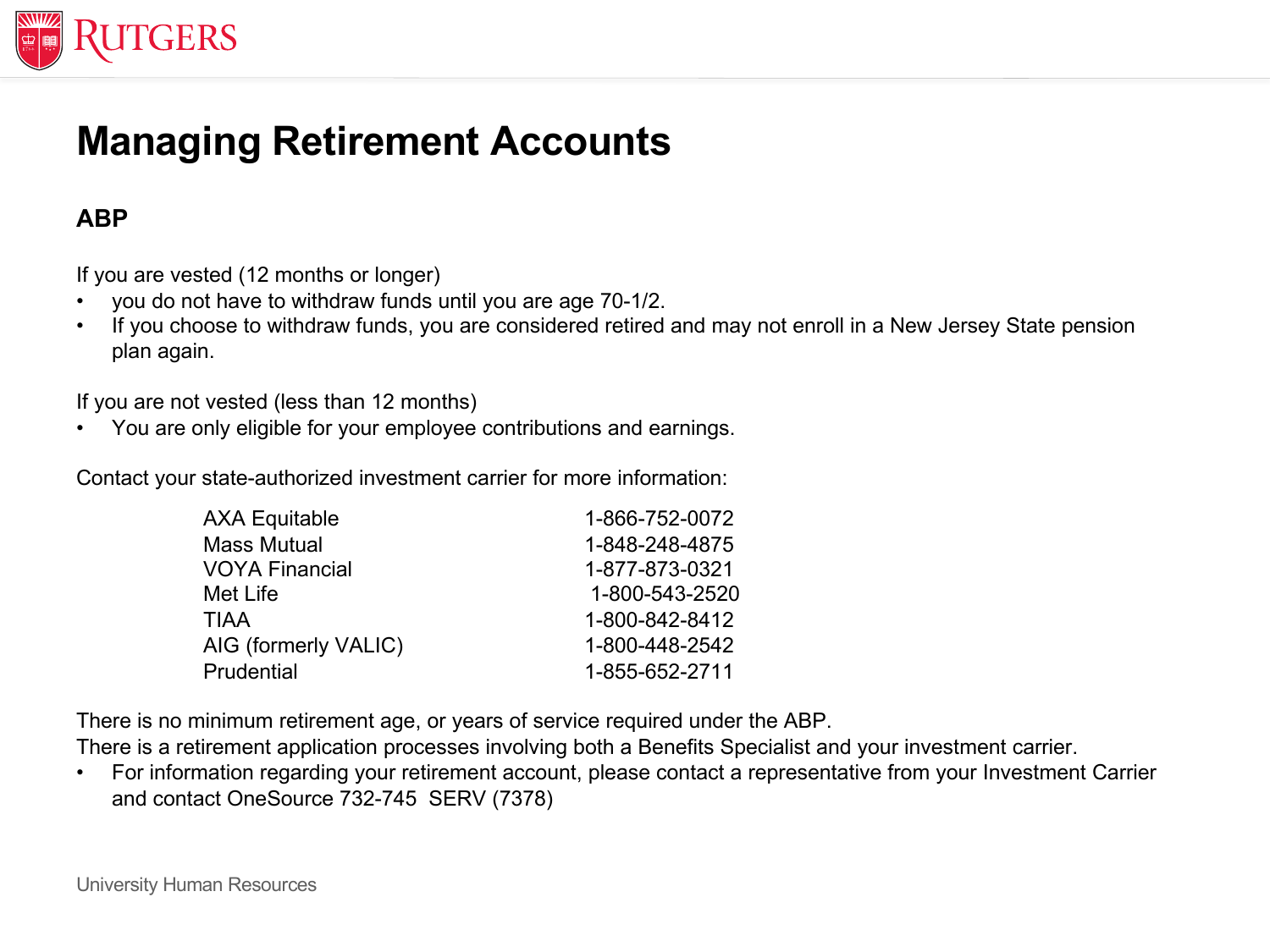# Managing Retirement Accounts

## ABP

If you are vested (12 months or longer)

- you do not have to withdraw funds until you are age 70-1/2.
- If you choose to withdraw funds, you are considered retired and may not enroll in a New Jersey State pension plan again.

If you are not vested (less than 12 months)

- You are only eligible for your employee contributions and earnings.

Contact your state-authorized investment carrier for more information:

| | |
|---|---|
| AXA Equitable | 1-866-752-0072 |
| Mass Mutual | 1-848-248-4875 |
| VOYA Financial | 1-877-873-0321 |
| Met Life | 1-800-543-2520 |
| TIAA | 1-800-842-8412 |
| AIG (formerly VALIC) | 1-800-448-2542 |
| Prudential | 1-855-652-2711 |

There is no minimum retirement age, or years of service required under the ABP.
There is a retirement application processes involving both a Benefits Specialist and your investment carrier.

- For information regarding your retirement account, please contact a representative from your Investment Carrier and contact OneSource 732-745 SERV (7378)

University Human Resources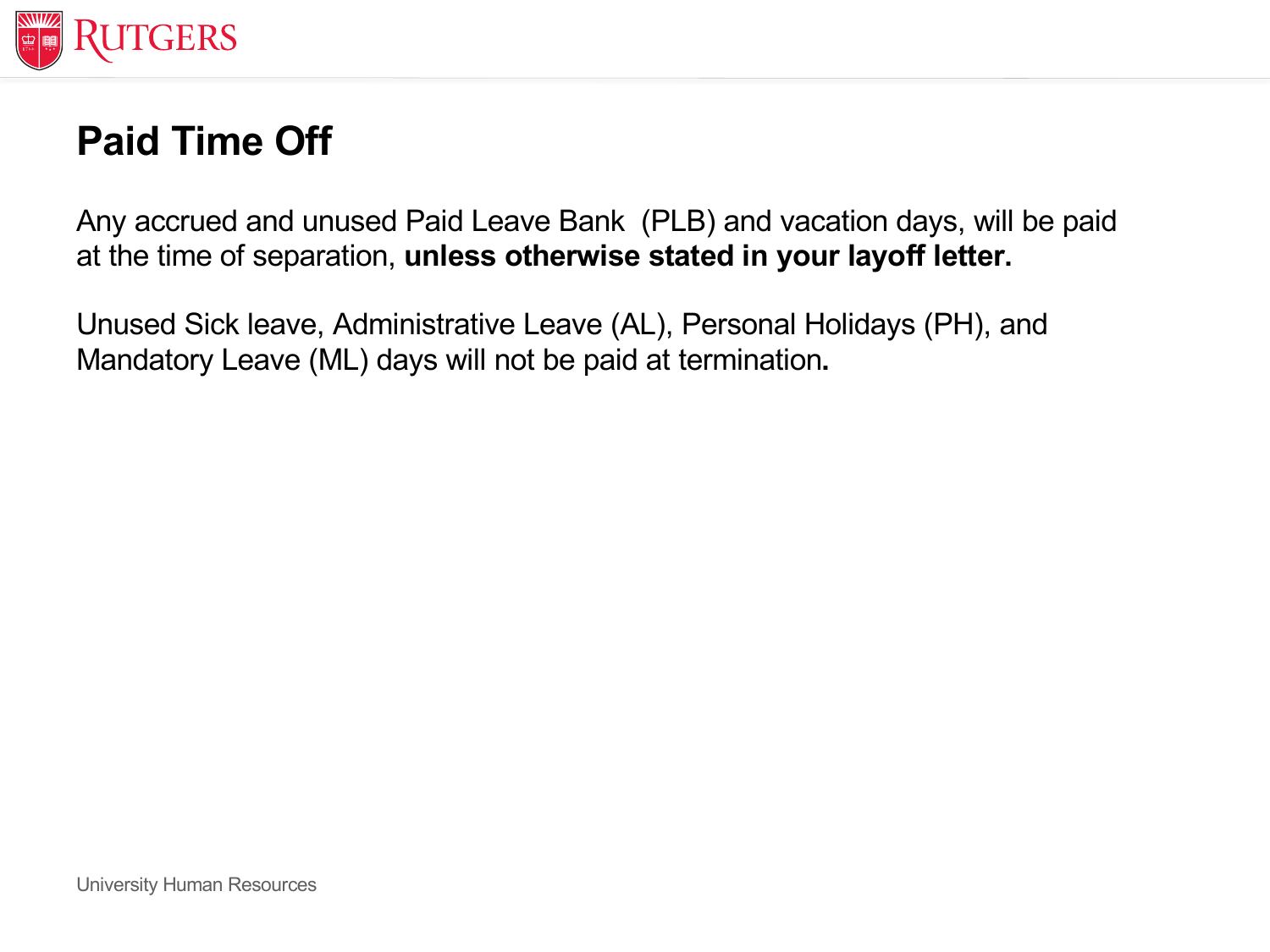# Paid Time Off

Any accrued and unused Paid Leave Bank (PLB) and vacation days, will be paid at the time of separation, **unless otherwise stated in your layoff letter.**

Unused Sick leave, Administrative Leave (AL), Personal Holidays (PH), and Mandatory Leave (ML) days will not be paid at termination**.**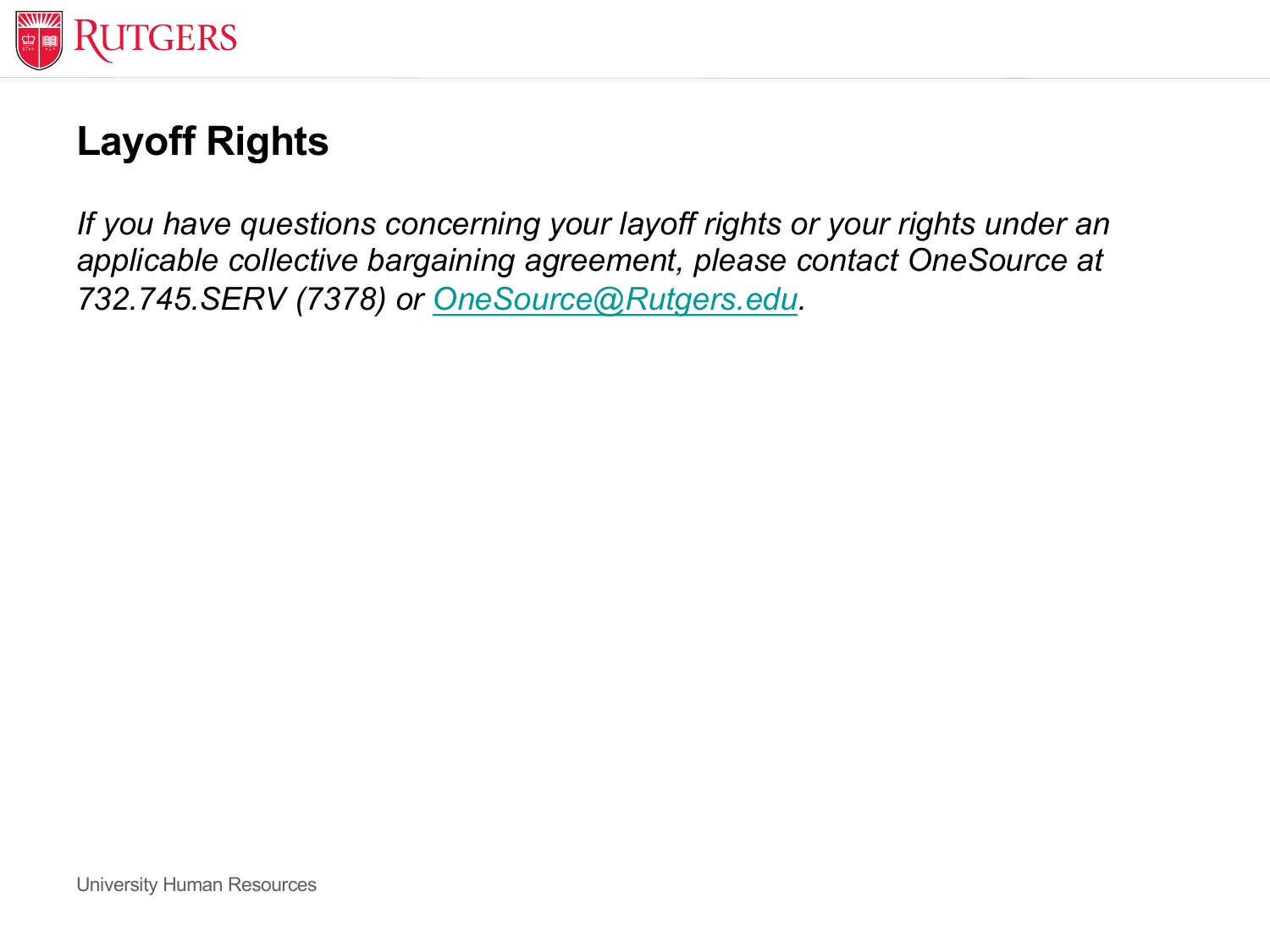# Layoff Rights

*If you have questions concerning your layoff rights or your rights under an applicable collective bargaining agreement, please contact OneSource at 732.745.SERV (7378) or [OneSource@Rutgers.edu](mailto:OneSource@Rutgers.edu).*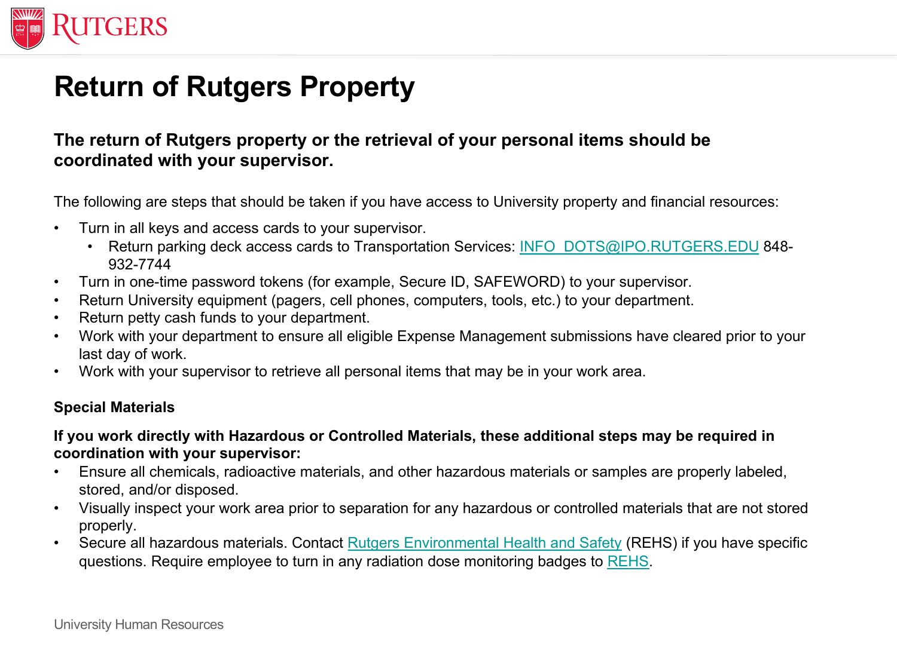# Return of Rutgers Property

**The return of Rutgers property or the retrieval of your personal items should be coordinated with your supervisor.**

The following are steps that should be taken if you have access to University property and financial resources:

- Turn in all keys and access cards to your supervisor.
  - Return parking deck access cards to Transportation Services: INFO_DOTS@IPO.RUTGERS.EDU 848-932-7744
- Turn in one-time password tokens (for example, Secure ID, SAFEWORD) to your supervisor.
- Return University equipment (pagers, cell phones, computers, tools, etc.) to your department.
- Return petty cash funds to your department.
- Work with your department to ensure all eligible Expense Management submissions have cleared prior to your last day of work.
- Work with your supervisor to retrieve all personal items that may be in your work area.

**Special Materials**

**If you work directly with Hazardous or Controlled Materials, these additional steps may be required in coordination with your supervisor:**

- Ensure all chemicals, radioactive materials, and other hazardous materials or samples are properly labeled, stored, and/or disposed.
- Visually inspect your work area prior to separation for any hazardous or controlled materials that are not stored properly.
- Secure all hazardous materials. Contact Rutgers Environmental Health and Safety (REHS) if you have specific questions. Require employee to turn in any radiation dose monitoring badges to REHS.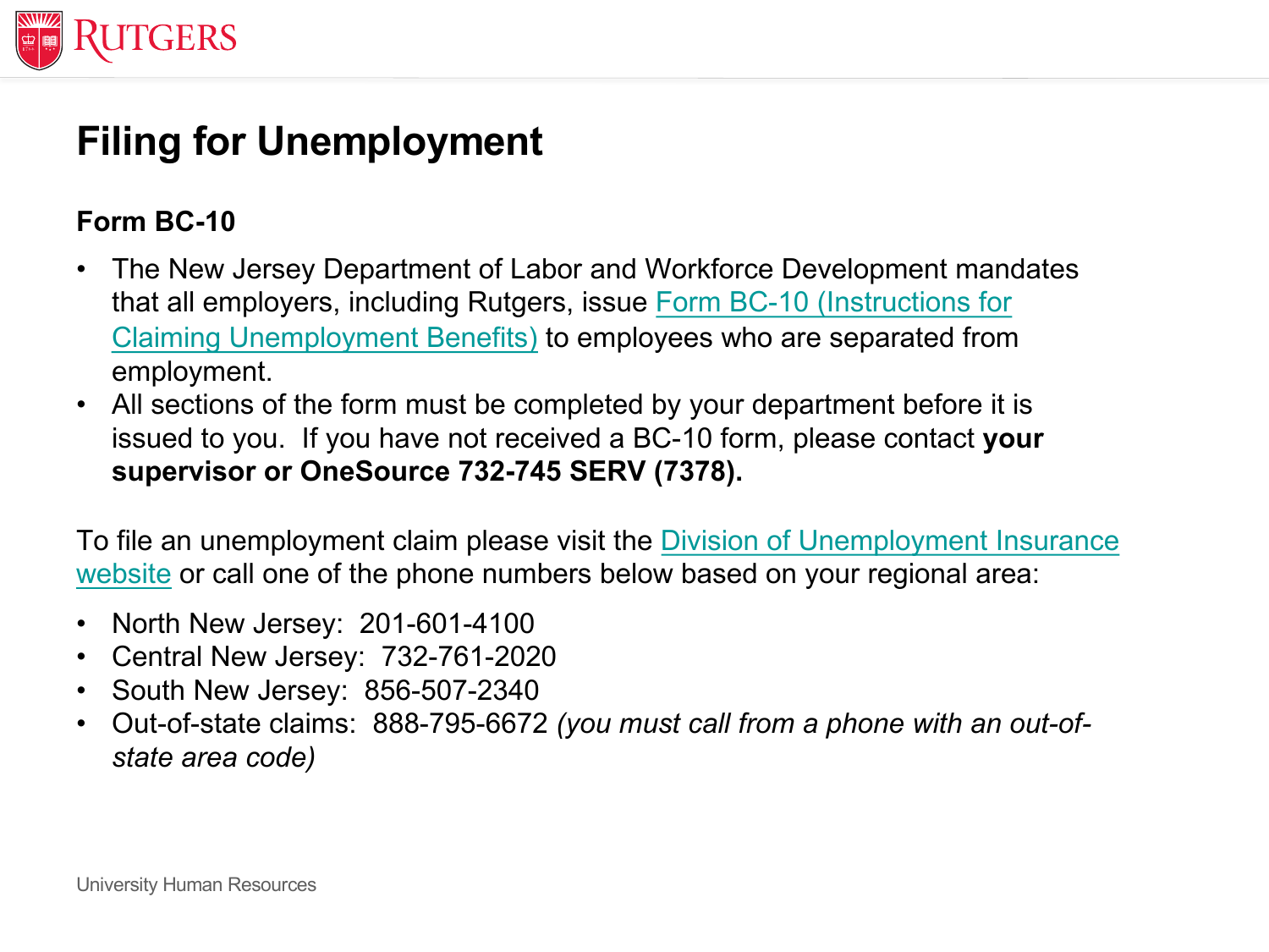# Filing for Unemployment

**Form BC-10**

- The New Jersey Department of Labor and Workforce Development mandates that all employers, including Rutgers, issue Form BC-10 (Instructions for Claiming Unemployment Benefits) to employees who are separated from employment.
- All sections of the form must be completed by your department before it is issued to you. If you have not received a BC-10 form, please contact **your supervisor or OneSource 732-745 SERV (7378).**

To file an unemployment claim please visit the Division of Unemployment Insurance website or call one of the phone numbers below based on your regional area:

- North New Jersey: 201-601-4100
- Central New Jersey: 732-761-2020
- South New Jersey: 856-507-2340
- Out-of-state claims: 888-795-6672 *(you must call from a phone with an out-of-state area code)*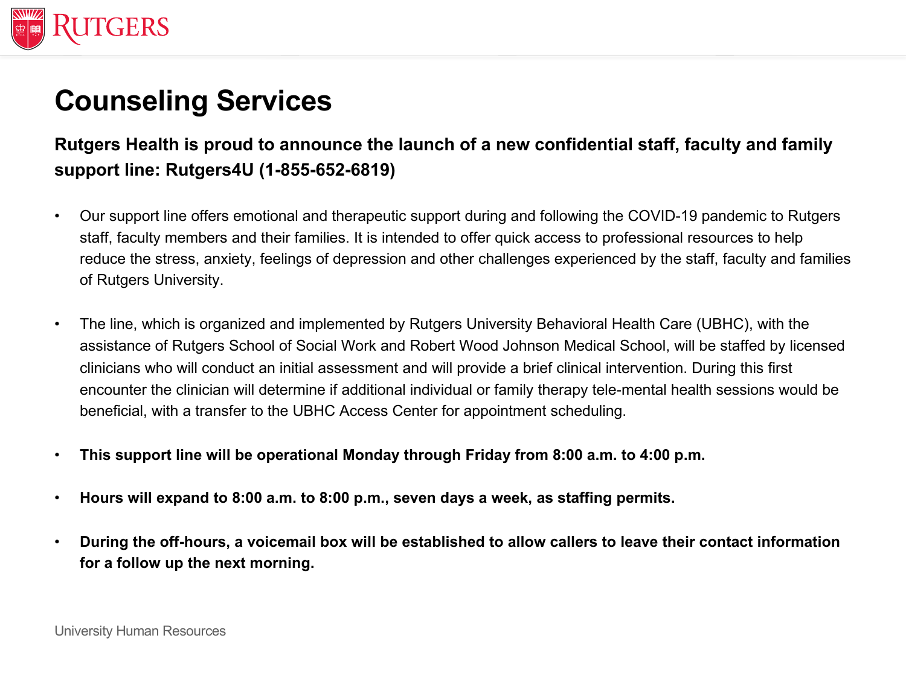# Counseling Services

**Rutgers Health is proud to announce the launch of a new confidential staff, faculty and family support line: Rutgers4U (1-855-652-6819)**

- Our support line offers emotional and therapeutic support during and following the COVID-19 pandemic to Rutgers staff, faculty members and their families. It is intended to offer quick access to professional resources to help reduce the stress, anxiety, feelings of depression and other challenges experienced by the staff, faculty and families of Rutgers University.
- The line, which is organized and implemented by Rutgers University Behavioral Health Care (UBHC), with the assistance of Rutgers School of Social Work and Robert Wood Johnson Medical School, will be staffed by licensed clinicians who will conduct an initial assessment and will provide a brief clinical intervention. During this first encounter the clinician will determine if additional individual or family therapy tele-mental health sessions would be beneficial, with a transfer to the UBHC Access Center for appointment scheduling.
- **This support line will be operational Monday through Friday from 8:00 a.m. to 4:00 p.m.**
- **Hours will expand to 8:00 a.m. to 8:00 p.m., seven days a week, as staffing permits.**
- **During the off-hours, a voicemail box will be established to allow callers to leave their contact information for a follow up the next morning.**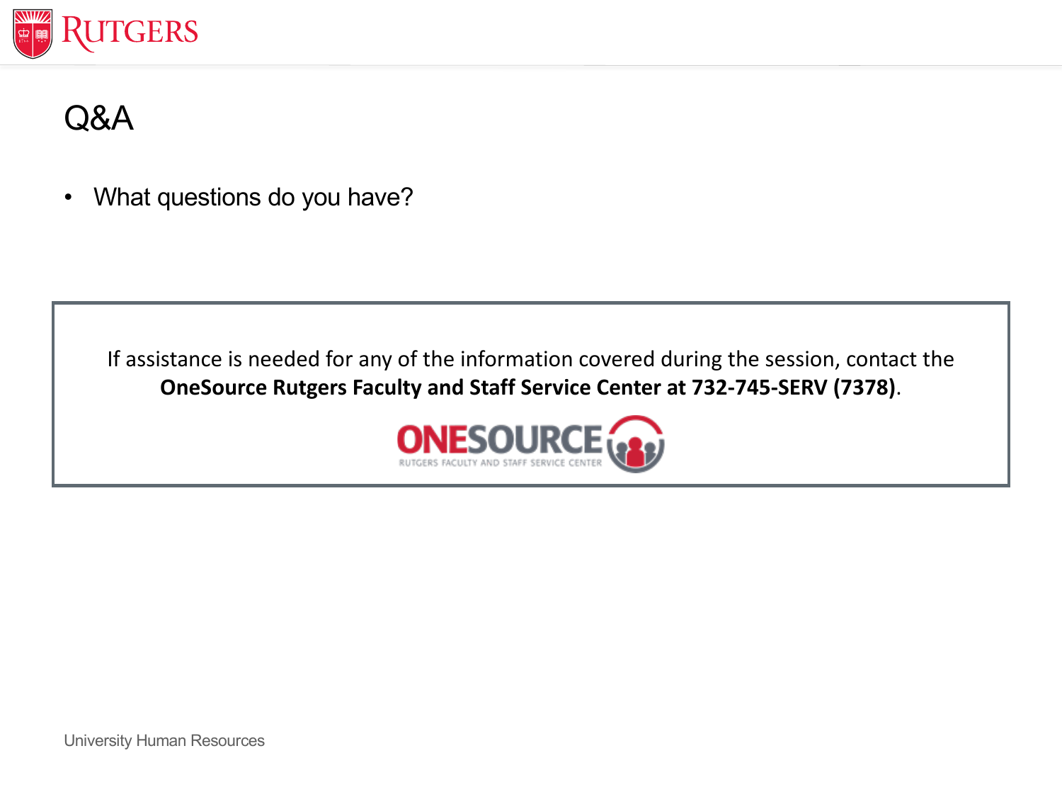# Q&A

- What questions do you have?

If assistance is needed for any of the information covered during the session, contact the **OneSource Rutgers Faculty and Staff Service Center at 732-745-SERV (7378)**.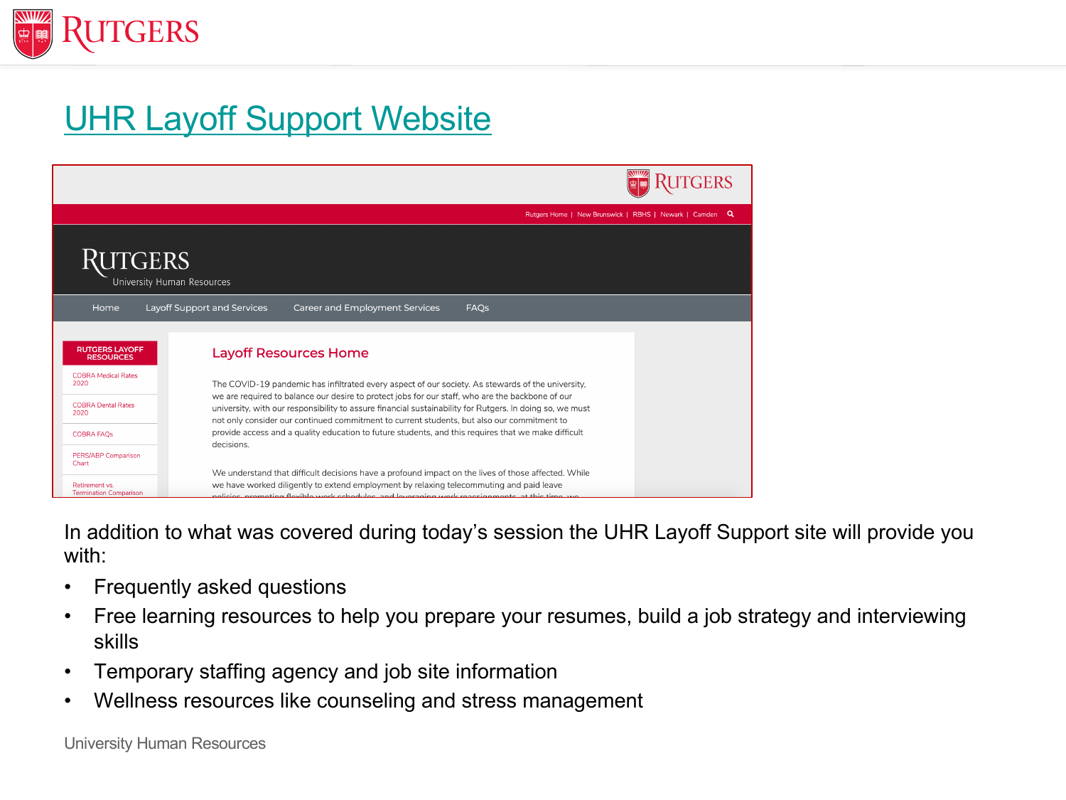# UHR Layoff Support Website

In addition to what was covered during today's session the UHR Layoff Support site will provide you with:

- Frequently asked questions
- Free learning resources to help you prepare your resumes, build a job strategy and interviewing skills
- Temporary staffing agency and job site information
- Wellness resources like counseling and stress management